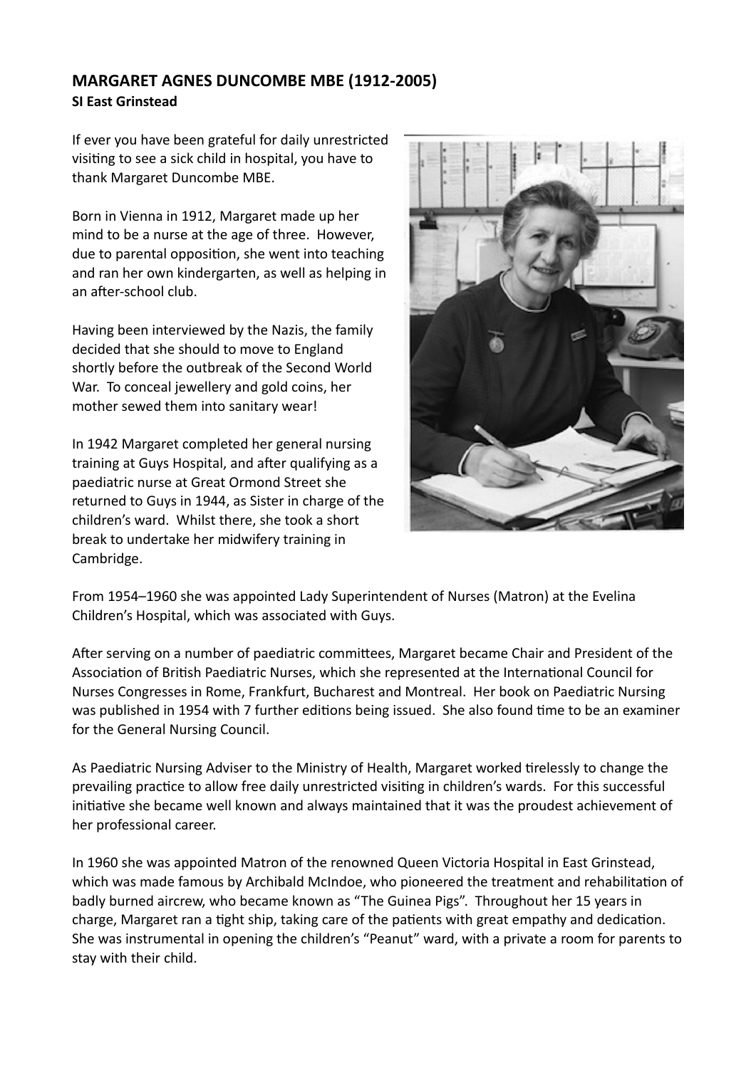## MARGARET AGNES DUNCOMBE MBE (1912-2005)

**SI East Grinstead**

If ever you have been grateful for daily unrestricted visiting to see a sick child in hospital, you have to thank Margaret Duncombe MBE.

Born in Vienna in 1912, Margaret made up her mind to be a nurse at the age of three. However, due to parental opposition, she went into teaching and ran her own kindergarten, as well as helping in an after-school club.

Having been interviewed by the Nazis, the family decided that she should to move to England shortly before the outbreak of the Second World War. To conceal jewellery and gold coins, her mother sewed them into sanitary wear!

In 1942 Margaret completed her general nursing training at Guys Hospital, and after qualifying as a paediatric nurse at Great Ormond Street she returned to Guys in 1944, as Sister in charge of the children's ward. Whilst there, she took a short break to undertake her midwifery training in Cambridge.

From 1954–1960 she was appointed Lady Superintendent of Nurses (Matron) at the Evelina Children's Hospital, which was associated with Guys.

After serving on a number of paediatric committees, Margaret became Chair and President of the Association of British Paediatric Nurses, which she represented at the International Council for Nurses Congresses in Rome, Frankfurt, Bucharest and Montreal. Her book on Paediatric Nursing was published in 1954 with 7 further editions being issued. She also found time to be an examiner for the General Nursing Council.

As Paediatric Nursing Adviser to the Ministry of Health, Margaret worked tirelessly to change the prevailing practice to allow free daily unrestricted visiting in children's wards. For this successful initiative she became well known and always maintained that it was the proudest achievement of her professional career.

In 1960 she was appointed Matron of the renowned Queen Victoria Hospital in East Grinstead, which was made famous by Archibald McIndoe, who pioneered the treatment and rehabilitation of badly burned aircrew, who became known as "The Guinea Pigs". Throughout her 15 years in charge, Margaret ran a tight ship, taking care of the patients with great empathy and dedication. She was instrumental in opening the children's "Peanut" ward, with a private a room for parents to stay with their child.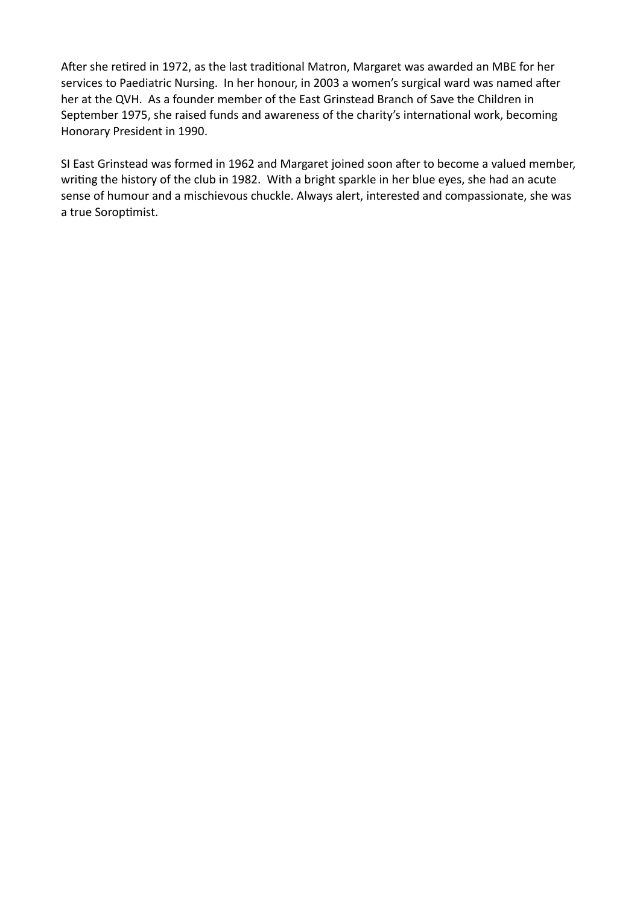After she retired in 1972, as the last traditional Matron, Margaret was awarded an MBE for her services to Paediatric Nursing.  In her honour, in 2003 a women's surgical ward was named after her at the QVH.  As a founder member of the East Grinstead Branch of Save the Children in September 1975, she raised funds and awareness of the charity's international work, becoming Honorary President in 1990.

SI East Grinstead was formed in 1962 and Margaret joined soon after to become a valued member, writing the history of the club in 1982.  With a bright sparkle in her blue eyes, she had an acute sense of humour and a mischievous chuckle. Always alert, interested and compassionate, she was a true Soroptimist.